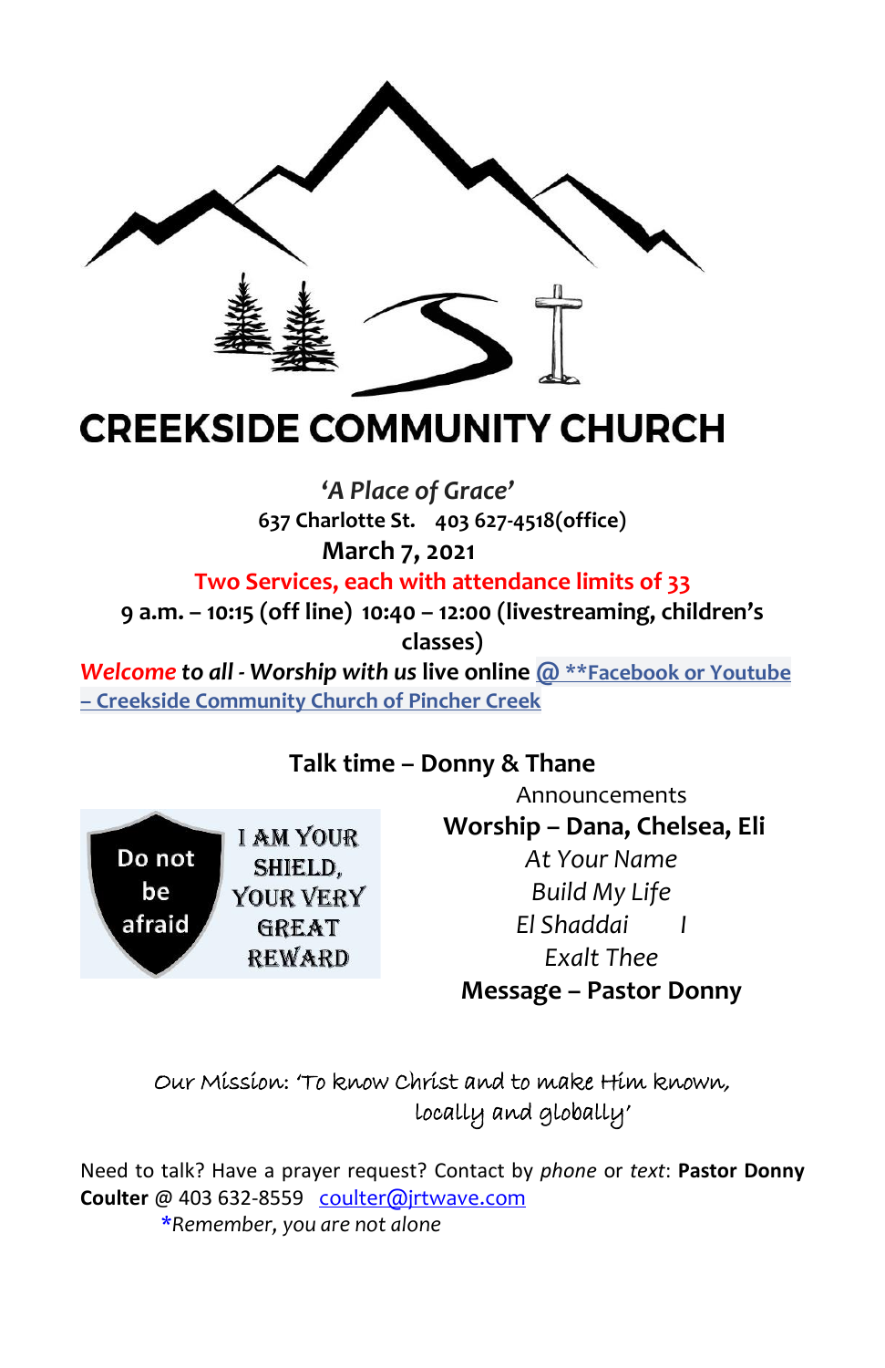# CREEKSIDE COMMUNITY CHURCH

*'A Place of Grace'*

**637 Charlotte St. 403 627-4518(office)**

**March 7, 2021**

**Two Services, each with attendance limits of 33**

**9 a.m. – 10:15 (off line) 10:40 – 12:00 (livestreaming, children's classes)**

***Welcome to all - Worship with us* live online @ **Facebook or Youtube – Creekside Community Church of Pincher Creek**

Do not be afraid

I AM YOUR SHIELD, YOUR VERY GREAT REWARD

**Talk time – Donny & Thane**

Announcements

**Worship – Dana, Chelsea, Eli**

*At Your Name*

*Build My Life*

*El Shaddai I*

*Exalt Thee*

**Message – Pastor Donny**

Our Mission: 'To know Christ and to make Him known, locally and globally'

Need to talk? Have a prayer request? Contact by *phone* or *text*: **Pastor Donny Coulter** @ 403 632-8559 coulter@jrtwave.com

**\****Remember, you are not alone*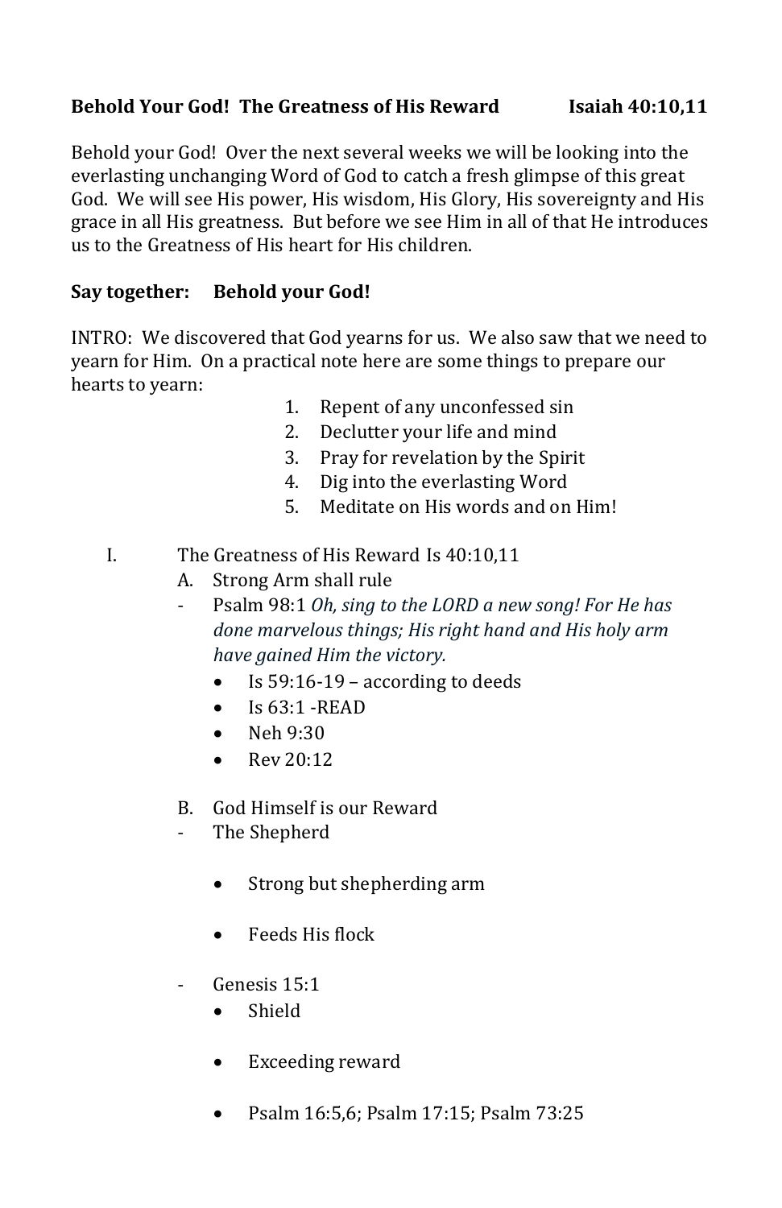**Behold Your God! The Greatness of His Reward Isaiah 40:10,11**

Behold your God! Over the next several weeks we will be looking into the everlasting unchanging Word of God to catch a fresh glimpse of this great God. We will see His power, His wisdom, His Glory, His sovereignty and His grace in all His greatness. But before we see Him in all of that He introduces us to the Greatness of His heart for His children.

**Say together: Behold your God!**

INTRO: We discovered that God yearns for us. We also saw that we need to yearn for Him. On a practical note here are some things to prepare our hearts to yearn:

1. Repent of any unconfessed sin
2. Declutter your life and mind
3. Pray for revelation by the Spirit
4. Dig into the everlasting Word
5. Meditate on His words and on Him!

I. The Greatness of His Reward Is 40:10,11

A. Strong Arm shall rule

- Psalm 98:1 *Oh, sing to the LORD a new song! For He has done marvelous things; His right hand and His holy arm have gained Him the victory.*
    - Is 59:16-19 – according to deeds
    - Is 63:1 -READ
    - Neh 9:30
    - Rev 20:12

B. God Himself is our Reward

- The Shepherd
    - Strong but shepherding arm
    - Feeds His flock
- Genesis 15:1
    - Shield
    - Exceeding reward
    - Psalm 16:5,6; Psalm 17:15; Psalm 73:25